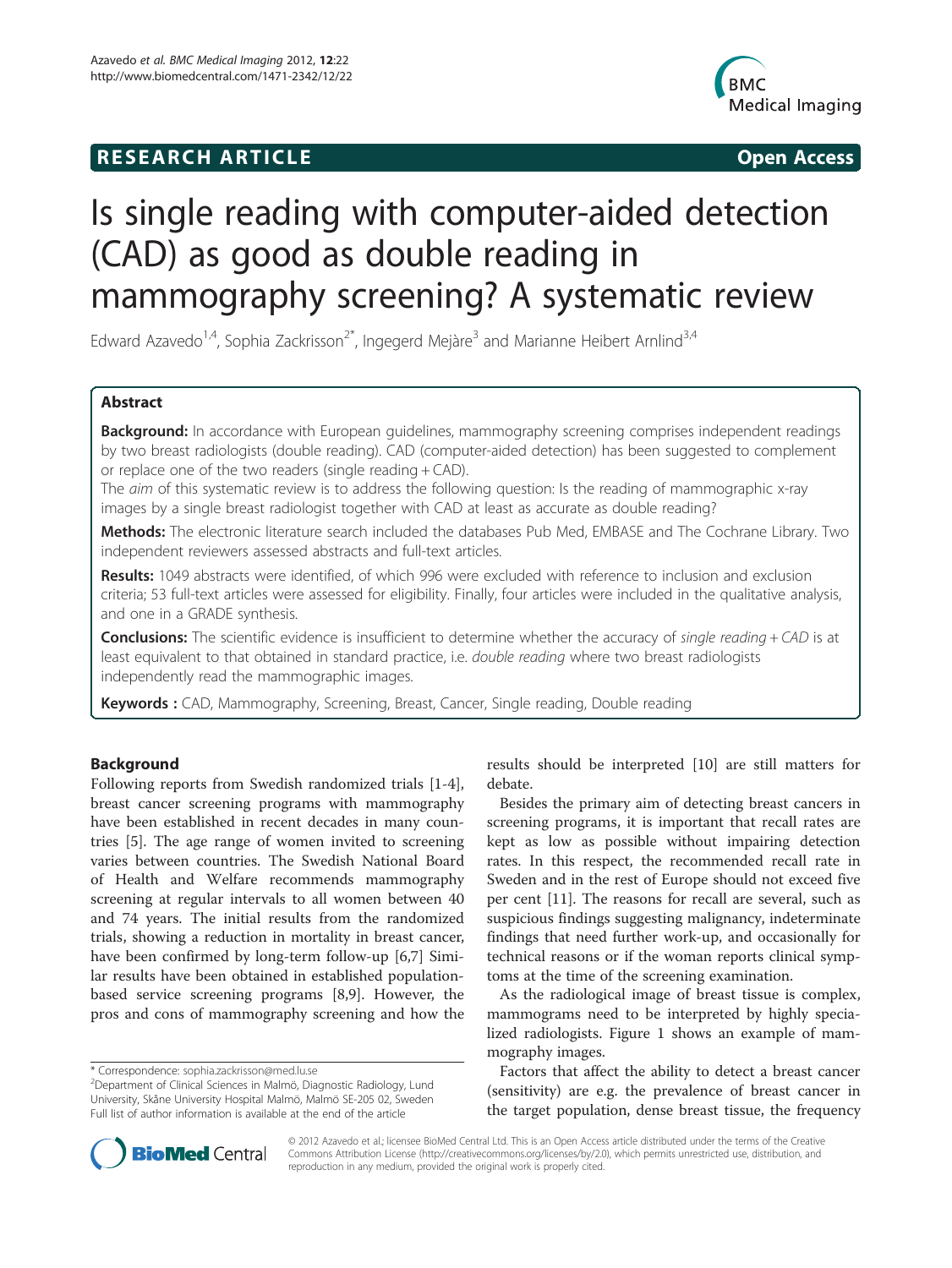**RESEARCH ARTICLE** **Open Access**

# Is single reading with computer-aided detection (CAD) as good as double reading in mammography screening? A systematic review

Edward Azavedo[1,4], Sophia Zackrisson[2*], Ingegerd Mejàre[3] and Marianne Heibert Arnlind[3,4]

## Abstract

**Background:** In accordance with European guidelines, mammography screening comprises independent readings by two breast radiologists (double reading). CAD (computer-aided detection) has been suggested to complement or replace one of the two readers (single reading + CAD).

The *aim* of this systematic review is to address the following question: Is the reading of mammographic x-ray images by a single breast radiologist together with CAD at least as accurate as double reading?

**Methods:** The electronic literature search included the databases Pub Med, EMBASE and The Cochrane Library. Two independent reviewers assessed abstracts and full-text articles.

**Results:** 1049 abstracts were identified, of which 996 were excluded with reference to inclusion and exclusion criteria; 53 full-text articles were assessed for eligibility. Finally, four articles were included in the qualitative analysis, and one in a GRADE synthesis.

**Conclusions:** The scientific evidence is insufficient to determine whether the accuracy of *single reading + CAD* is at least equivalent to that obtained in standard practice, i.e. *double reading* where two breast radiologists independently read the mammographic images.

**Keywords :** CAD, Mammography, Screening, Breast, Cancer, Single reading, Double reading

## Background

Following reports from Swedish randomized trials [1-4], breast cancer screening programs with mammography have been established in recent decades in many countries [5]. The age range of women invited to screening varies between countries. The Swedish National Board of Health and Welfare recommends mammography screening at regular intervals to all women between 40 and 74 years. The initial results from the randomized trials, showing a reduction in mortality in breast cancer, have been confirmed by long-term follow-up [6,7] Similar results have been obtained in established population-based service screening programs [8,9]. However, the pros and cons of mammography screening and how the results should be interpreted [10] are still matters for debate.

Besides the primary aim of detecting breast cancers in screening programs, it is important that recall rates are kept as low as possible without impairing detection rates. In this respect, the recommended recall rate in Sweden and in the rest of Europe should not exceed five per cent [11]. The reasons for recall are several, such as suspicious findings suggesting malignancy, indeterminate findings that need further work-up, and occasionally for technical reasons or if the woman reports clinical symptoms at the time of the screening examination.

As the radiological image of breast tissue is complex, mammograms need to be interpreted by highly specialized radiologists. Figure 1 shows an example of mammography images.

Factors that affect the ability to detect a breast cancer (sensitivity) are e.g. the prevalence of breast cancer in the target population, dense breast tissue, the frequency

\* Correspondence: sophia.zackrisson@med.lu.se
[2]Department of Clinical Sciences in Malmö, Diagnostic Radiology, Lund University, Skåne University Hospital Malmö, Malmö SE-205 02, Sweden
Full list of author information is available at the end of the article

© 2012 Azavedo et al.; licensee BioMed Central Ltd. This is an Open Access article distributed under the terms of the Creative Commons Attribution License (http://creativecommons.org/licenses/by/2.0), which permits unrestricted use, distribution, and reproduction in any medium, provided the original work is properly cited.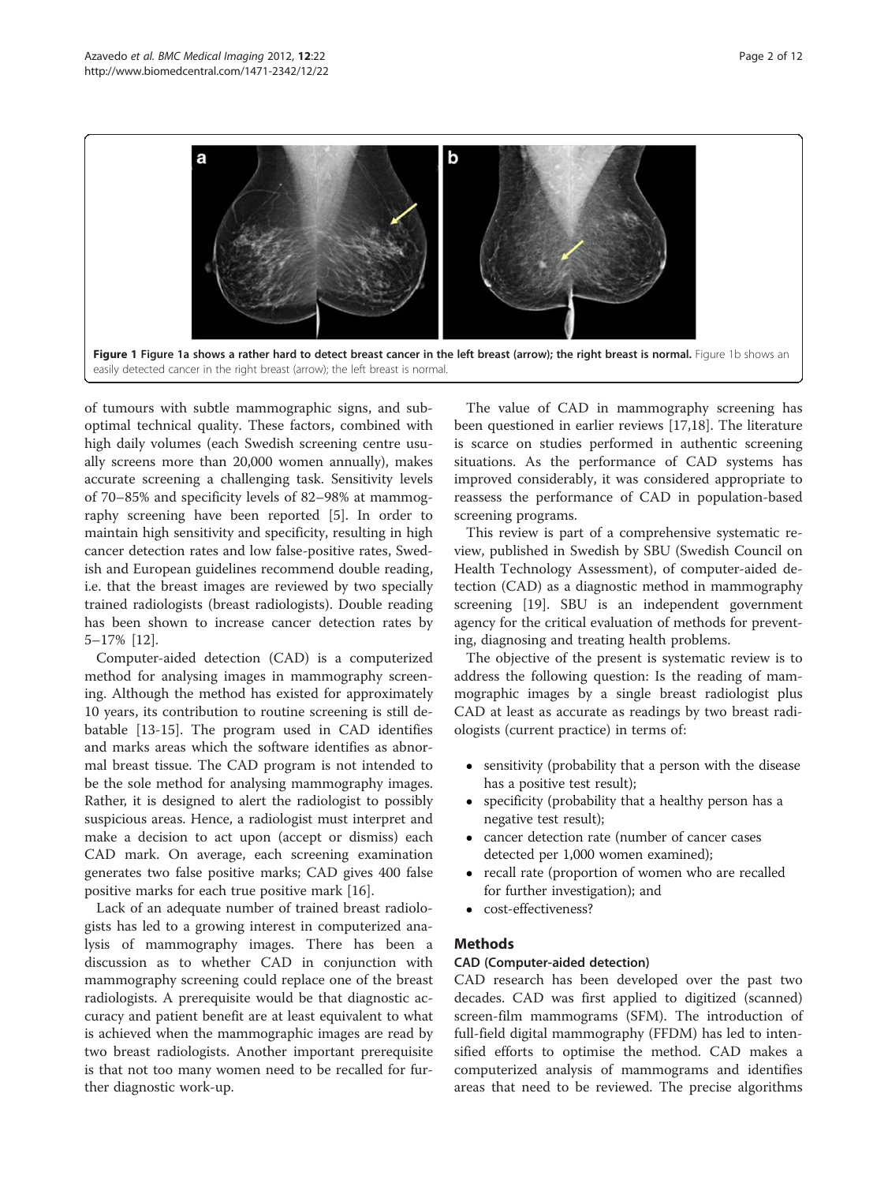**Figure 1 Figure 1a shows a rather hard to detect breast cancer in the left breast (arrow); the right breast is normal.** Figure 1b shows an easily detected cancer in the right breast (arrow); the left breast is normal.

of tumours with subtle mammographic signs, and suboptimal technical quality. These factors, combined with high daily volumes (each Swedish screening centre usually screens more than 20,000 women annually), makes accurate screening a challenging task. Sensitivity levels of 70–85% and specificity levels of 82–98% at mammography screening have been reported [5]. In order to maintain high sensitivity and specificity, resulting in high cancer detection rates and low false-positive rates, Swedish and European guidelines recommend double reading, i.e. that the breast images are reviewed by two specially trained radiologists (breast radiologists). Double reading has been shown to increase cancer detection rates by 5–17% [12].

Computer-aided detection (CAD) is a computerized method for analysing images in mammography screening. Although the method has existed for approximately 10 years, its contribution to routine screening is still debatable [13-15]. The program used in CAD identifies and marks areas which the software identifies as abnormal breast tissue. The CAD program is not intended to be the sole method for analysing mammography images. Rather, it is designed to alert the radiologist to possibly suspicious areas. Hence, a radiologist must interpret and make a decision to act upon (accept or dismiss) each CAD mark. On average, each screening examination generates two false positive marks; CAD gives 400 false positive marks for each true positive mark [16].

Lack of an adequate number of trained breast radiologists has led to a growing interest in computerized analysis of mammography images. There has been a discussion as to whether CAD in conjunction with mammography screening could replace one of the breast radiologists. A prerequisite would be that diagnostic accuracy and patient benefit are at least equivalent to what is achieved when the mammographic images are read by two breast radiologists. Another important prerequisite is that not too many women need to be recalled for further diagnostic work-up.

The value of CAD in mammography screening has been questioned in earlier reviews [17,18]. The literature is scarce on studies performed in authentic screening situations. As the performance of CAD systems has improved considerably, it was considered appropriate to reassess the performance of CAD in population-based screening programs.

This review is part of a comprehensive systematic review, published in Swedish by SBU (Swedish Council on Health Technology Assessment), of computer-aided detection (CAD) as a diagnostic method in mammography screening [19]. SBU is an independent government agency for the critical evaluation of methods for preventing, diagnosing and treating health problems.

The objective of the present is systematic review is to address the following question: Is the reading of mammographic images by a single breast radiologist plus CAD at least as accurate as readings by two breast radiologists (current practice) in terms of:

- sensitivity (probability that a person with the disease has a positive test result);
- specificity (probability that a healthy person has a negative test result);
- cancer detection rate (number of cancer cases detected per 1,000 women examined);
- recall rate (proportion of women who are recalled for further investigation); and
- cost-effectiveness?

## Methods

### CAD (Computer-aided detection)

CAD research has been developed over the past two decades. CAD was first applied to digitized (scanned) screen-film mammograms (SFM). The introduction of full-field digital mammography (FFDM) has led to intensified efforts to optimise the method. CAD makes a computerized analysis of mammograms and identifies areas that need to be reviewed. The precise algorithms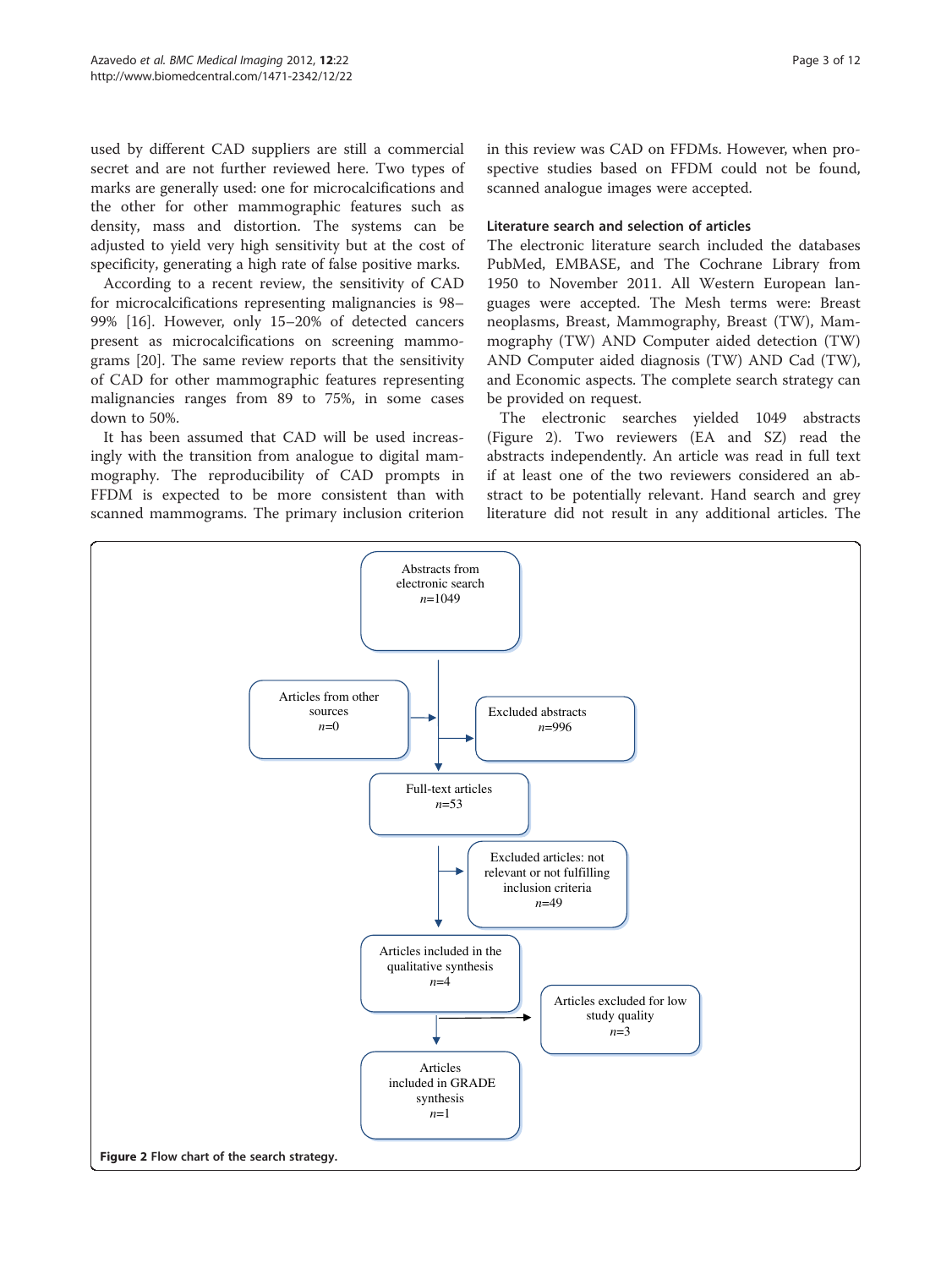used by different CAD suppliers are still a commercial secret and are not further reviewed here. Two types of marks are generally used: one for microcalcifications and the other for other mammographic features such as density, mass and distortion. The systems can be adjusted to yield very high sensitivity but at the cost of specificity, generating a high rate of false positive marks.

According to a recent review, the sensitivity of CAD for microcalcifications representing malignancies is 98–99% [16]. However, only 15–20% of detected cancers present as microcalcifications on screening mammograms [20]. The same review reports that the sensitivity of CAD for other mammographic features representing malignancies ranges from 89 to 75%, in some cases down to 50%.

It has been assumed that CAD will be used increasingly with the transition from analogue to digital mammography. The reproducibility of CAD prompts in FFDM is expected to be more consistent than with scanned mammograms. The primary inclusion criterion in this review was CAD on FFDMs. However, when prospective studies based on FFDM could not be found, scanned analogue images were accepted.

### Literature search and selection of articles

The electronic literature search included the databases PubMed, EMBASE, and The Cochrane Library from 1950 to November 2011. All Western European languages were accepted. The Mesh terms were: Breast neoplasms, Breast, Mammography, Breast (TW), Mammography (TW) AND Computer aided detection (TW) AND Computer aided diagnosis (TW) AND Cad (TW), and Economic aspects. The complete search strategy can be provided on request.

The electronic searches yielded 1049 abstracts (Figure 2). Two reviewers (EA and SZ) read the abstracts independently. An article was read in full text if at least one of the two reviewers considered an abstract to be potentially relevant. Hand search and grey literature did not result in any additional articles. The

Abstracts from electronic search *n*=1049

Articles from other sources *n*=0

Excluded abstracts *n*=996

Full-text articles *n*=53

Excluded articles: not relevant or not fulfilling inclusion criteria *n*=49

Articles included in the qualitative synthesis *n*=4

Articles excluded for low study quality *n*=3

Articles included in GRADE synthesis *n*=1

**Figure 2** Flow chart of the search strategy.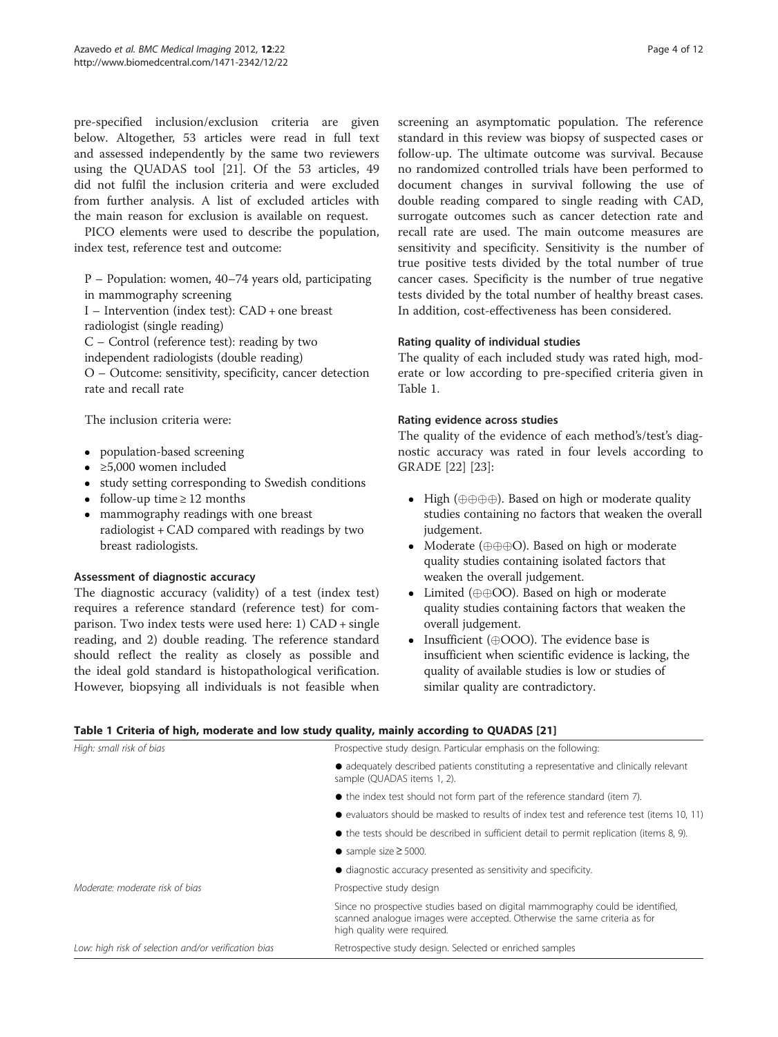pre-specified inclusion/exclusion criteria are given below. Altogether, 53 articles were read in full text and assessed independently by the same two reviewers using the QUADAS tool [21]. Of the 53 articles, 49 did not fulfil the inclusion criteria and were excluded from further analysis. A list of excluded articles with the main reason for exclusion is available on request.

PICO elements were used to describe the population, index test, reference test and outcome:

P – Population: women, 40–74 years old, participating in mammography screening
I – Intervention (index test): CAD + one breast radiologist (single reading)
C – Control (reference test): reading by two independent radiologists (double reading)
O – Outcome: sensitivity, specificity, cancer detection rate and recall rate

The inclusion criteria were:

- population-based screening
- ≥5,000 women included
- study setting corresponding to Swedish conditions
- follow-up time ≥ 12 months
- mammography readings with one breast radiologist + CAD compared with readings by two breast radiologists.

### Assessment of diagnostic accuracy

The diagnostic accuracy (validity) of a test (index test) requires a reference standard (reference test) for comparison. Two index tests were used here: 1) CAD + single reading, and 2) double reading. The reference standard should reflect the reality as closely as possible and the ideal gold standard is histopathological verification. However, biopsying all individuals is not feasible when screening an asymptomatic population. The reference standard in this review was biopsy of suspected cases or follow-up. The ultimate outcome was survival. Because no randomized controlled trials have been performed to document changes in survival following the use of double reading compared to single reading with CAD, surrogate outcomes such as cancer detection rate and recall rate are used. The main outcome measures are sensitivity and specificity. Sensitivity is the number of true positive tests divided by the total number of true cancer cases. Specificity is the number of true negative tests divided by the total number of healthy breast cases. In addition, cost-effectiveness has been considered.

### Rating quality of individual studies

The quality of each included study was rated high, moderate or low according to pre-specified criteria given in Table 1.

### Rating evidence across studies

The quality of the evidence of each method's/test's diagnostic accuracy was rated in four levels according to GRADE [22] [23]:

- High (⊕⊕⊕⊕). Based on high or moderate quality studies containing no factors that weaken the overall judgement.
- Moderate (⊕⊕⊕O). Based on high or moderate quality studies containing isolated factors that weaken the overall judgement.
- Limited (⊕⊕OO). Based on high or moderate quality studies containing factors that weaken the overall judgement.
- Insufficient (⊕OOO). The evidence base is insufficient when scientific evidence is lacking, the quality of available studies is low or studies of similar quality are contradictory.

**Table 1 Criteria of high, moderate and low study quality, mainly according to QUADAS [21]**

| | |
|---|---|
| *High: small risk of bias* | Prospective study design. Particular emphasis on the following: |
| | ● adequately described patients constituting a representative and clinically relevant sample (QUADAS items 1, 2). |
| | ● the index test should not form part of the reference standard (item 7). |
| | ● evaluators should be masked to results of index test and reference test (items 10, 11) |
| | ● the tests should be described in sufficient detail to permit replication (items 8, 9). |
| | ● sample size ≥ 5000. |
| | ● diagnostic accuracy presented as sensitivity and specificity. |
| *Moderate: moderate risk of bias* | Prospective study design |
| | Since no prospective studies based on digital mammography could be identified, scanned analogue images were accepted. Otherwise the same criteria as for high quality were required. |
| *Low: high risk of selection and/or verification bias* | Retrospective study design. Selected or enriched samples |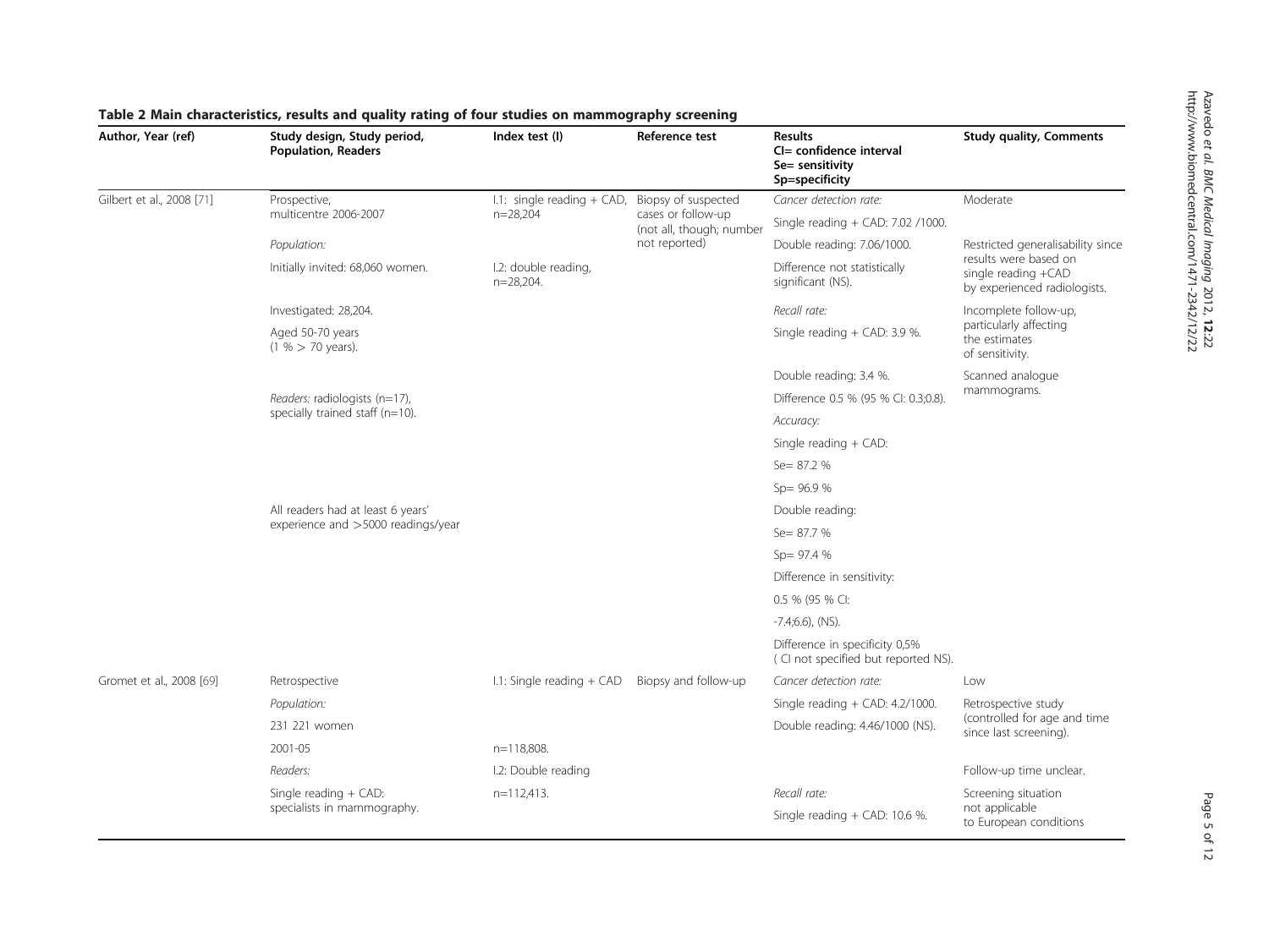**Table 2 Main characteristics, results and quality rating of four studies on mammography screening**

| Author, Year (ref) | Study design, Study period, Population, Readers | Index test (I) | Reference test | Results CI= confidence interval Se= sensitivity Sp=specificity | Study quality, Comments |
|---|---|---|---|---|---|
| Gilbert et al., 2008 [71] | Prospective, multicentre 2006-2007 | I.1: single reading + CAD, n=28,204 | Biopsy of suspected cases or follow-up (not all, though; number not reported) | *Cancer detection rate:* | Moderate |
| | | | | Single reading + CAD: 7.02 /1000. | |
| | *Population:* | | | Double reading: 7.06/1000. | Restricted generalisability since results were based on single reading +CAD by experienced radiologists. |
| | Initially invited: 68,060 women. | I.2: double reading, n=28,204. | | Difference not statistically significant (NS). | |
| | Investigated: 28,204. | | | *Recall rate:* | Incomplete follow-up, particularly affecting the estimates of sensitivity. |
| | Aged 50-70 years (1 % > 70 years). | | | Single reading + CAD: 3.9 %. | |
| | | | | Double reading: 3.4 %. | Scanned analogue mammograms. |
| | *Readers:* radiologists (n=17), specially trained staff (n=10). | | | Difference 0.5 % (95 % CI: 0.3;0.8). | |
| | | | | *Accuracy:* | |
| | | | | Single reading + CAD: | |
| | | | | Se= 87.2 % | |
| | | | | Sp= 96.9 % | |
| | All readers had at least 6 years' experience and >5000 readings/year | | | Double reading: | |
| | | | | Se= 87.7 % | |
| | | | | Sp= 97.4 % | |
| | | | | Difference in sensitivity: | |
| | | | | 0.5 % (95 % CI: | |
| | | | | -7.4;6.6), (NS). | |
| | | | | Difference in specificity 0,5% ( CI not specified but reported NS). | |
| Gromet et al., 2008 [69] | Retrospective | I.1: Single reading + CAD | Biopsy and follow-up | *Cancer detection rate:* | Low |
| | *Population:* | | | Single reading + CAD: 4.2/1000. | Retrospective study (controlled for age and time since last screening). |
| | 231 221 women | | | Double reading: 4.46/1000 (NS). | |
| | 2001-05 | n=118,808. | | | |
| | *Readers:* | I.2: Double reading | | | Follow-up time unclear. |
| | Single reading + CAD: specialists in mammography. | n=112,413. | | *Recall rate:* | Screening situation not applicable to European conditions |
| | | | | Single reading + CAD: 10.6 %. | |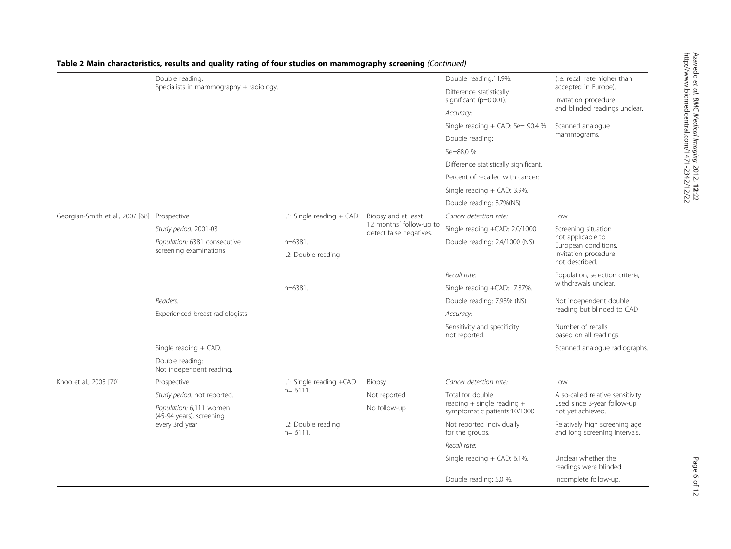**Table 2 Main characteristics, results and quality rating of four studies on mammography screening** *(Continued)*

| | | | | | |
|---|---|---|---|---|---|
| | Double reading: Specialists in mammography + radiology. | | | Double reading:11.9%. | (i.e. recall rate higher than accepted in Europe). |
| | | | | Difference statistically significant (p=0.001). | Invitation procedure and blinded readings unclear. |
| | | | | *Accuracy:* | |
| | | | | Single reading + CAD: Se= 90.4 % | Scanned analogue mammograms. |
| | | | | Double reading: | |
| | | | | Se=88.0 %. | |
| | | | | Difference statistically significant. | |
| | | | | Percent of recalled with cancer: | |
| | | | | Single reading + CAD: 3.9%. | |
| | | | | Double reading: 3.7%(NS). | |
| Georgian-Smith et al., 2007 [68] | Prospective | I.1: Single reading + CAD | Biopsy and at least 12 months´ follow-up to detect false negatives. | *Cancer detection rate:* | Low |
| | *Study period:* 2001-03 | | | Single reading +CAD: 2.0/1000. | Screening situation not applicable to European conditions. |
| | *Population:* 6381 consecutive screening examinations | n=6381. | | Double reading: 2.4/1000 (NS). | Invitation procedure not described. |
| | | I.2: Double reading | | | |
| | | | | *Recall rate:* | Population, selection criteria, withdrawals unclear. |
| | | n=6381. | | Single reading +CAD: 7.87%. | |
| | *Readers:* | | | Double reading: 7.93% (NS). | Not independent double reading but blinded to CAD |
| | Experienced breast radiologists | | | *Accuracy:* | |
| | | | | Sensitivity and specificity not reported. | Number of recalls based on all readings. |
| | Single reading + CAD. | | | | Scanned analogue radiographs. |
| | Double reading: Not independent reading. | | | | |
| Khoo et al., 2005 [70] | Prospective | I.1: Single reading +CAD n= 6111. | Biopsy | *Cancer detection rate:* | Low |
| | *Study period:* not reported. | | Not reported | Total for double reading + single reading + symptomatic patients:10/1000. | A so-called relative sensitivity used since 3-year follow-up not yet achieved. |
| | *Population:* 6,111 women (45-94 years), screening every 3rd year | | No follow-up | | |
| | | I.2: Double reading n= 6111. | | Not reported individually for the groups. | Relatively high screening age and long screening intervals. |
| | | | | *Recall rate:* | |
| | | | | Single reading + CAD: 6.1%. | Unclear whether the readings were blinded. |
| | | | | Double reading: 5.0 %. | Incomplete follow-up. |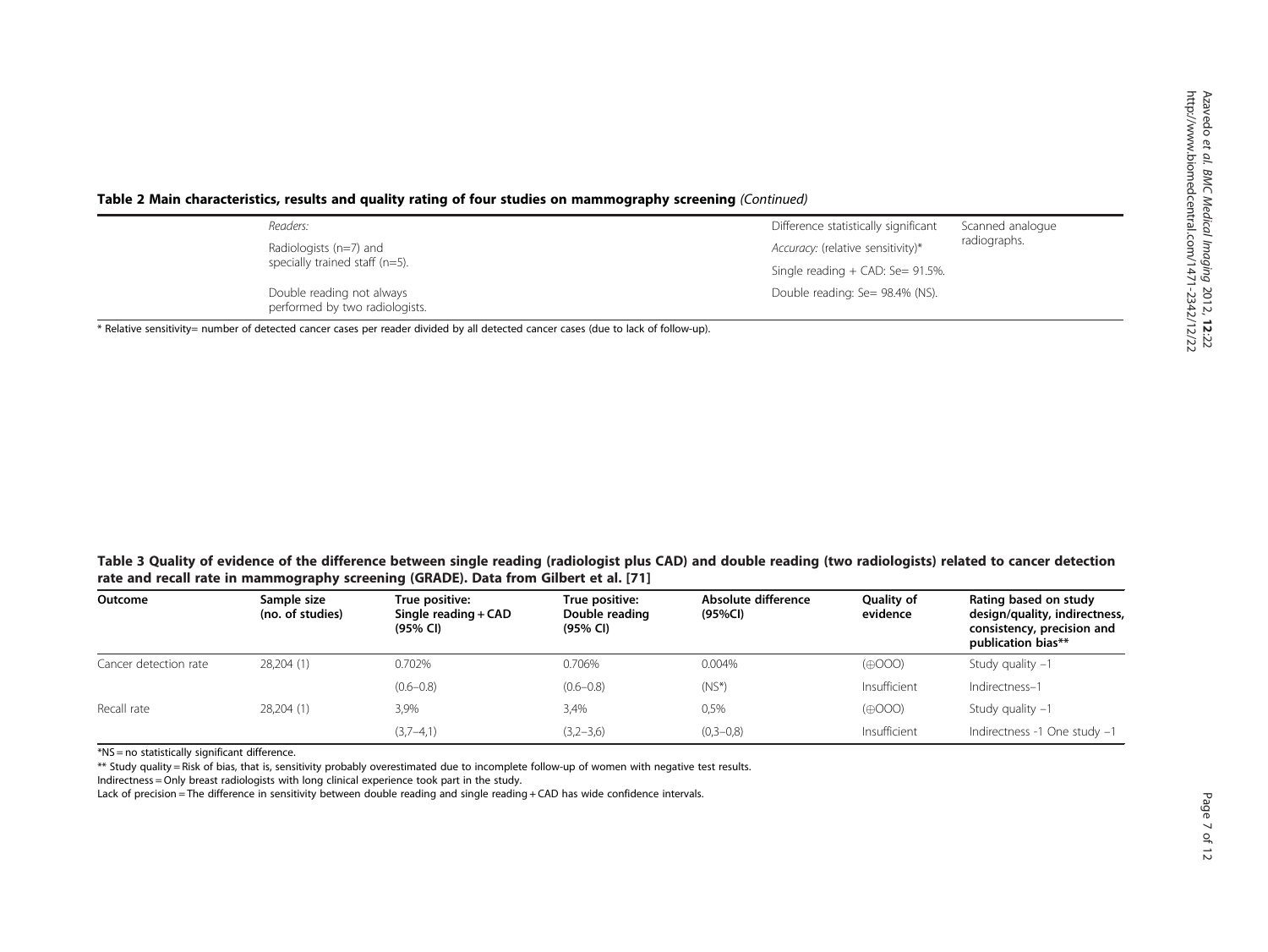**Table 2 Main characteristics, results and quality rating of four studies on mammography screening** *(Continued)*

| | | | |
|---|---|---|---|
| | *Readers:* Radiologists (n=7) and specially trained staff (n=5). Double reading not always performed by two radiologists. | Difference statistically significant *Accuracy:* (relative sensitivity)* Single reading + CAD: Se= 91.5%. Double reading: Se= 98.4% (NS). | Scanned analogue radiographs. |

* Relative sensitivity= number of detected cancer cases per reader divided by all detected cancer cases (due to lack of follow-up).

**Table 3 Quality of evidence of the difference between single reading (radiologist plus CAD) and double reading (two radiologists) related to cancer detection rate and recall rate in mammography screening (GRADE). Data from Gilbert et al. [71]**

| Outcome | Sample size (no. of studies) | True positive: Single reading + CAD (95% CI) | True positive: Double reading (95% CI) | Absolute difference (95%CI) | Quality of evidence | Rating based on study design/quality, indirectness, consistency, precision and publication bias** |
|---|---|---|---|---|---|---|
| Cancer detection rate | 28,204 (1) | 0.702% | 0.706% | 0.004% | (⊕OOO) | Study quality −1 |
| | | (0.6–0.8) | (0.6–0.8) | (NS*) | Insufficient | Indirectness−1 |
| Recall rate | 28,204 (1) | 3,9% | 3,4% | 0,5% | (⊕OOO) | Study quality −1 |
| | | (3,7–4,1) | (3,2–3,6) | (0,3–0,8) | Insufficient | Indirectness -1 One study −1 |

*NS = no statistically significant difference.

** Study quality = Risk of bias, that is, sensitivity probably overestimated due to incomplete follow-up of women with negative test results.

Indirectness = Only breast radiologists with long clinical experience took part in the study.

Lack of precision = The difference in sensitivity between double reading and single reading + CAD has wide confidence intervals.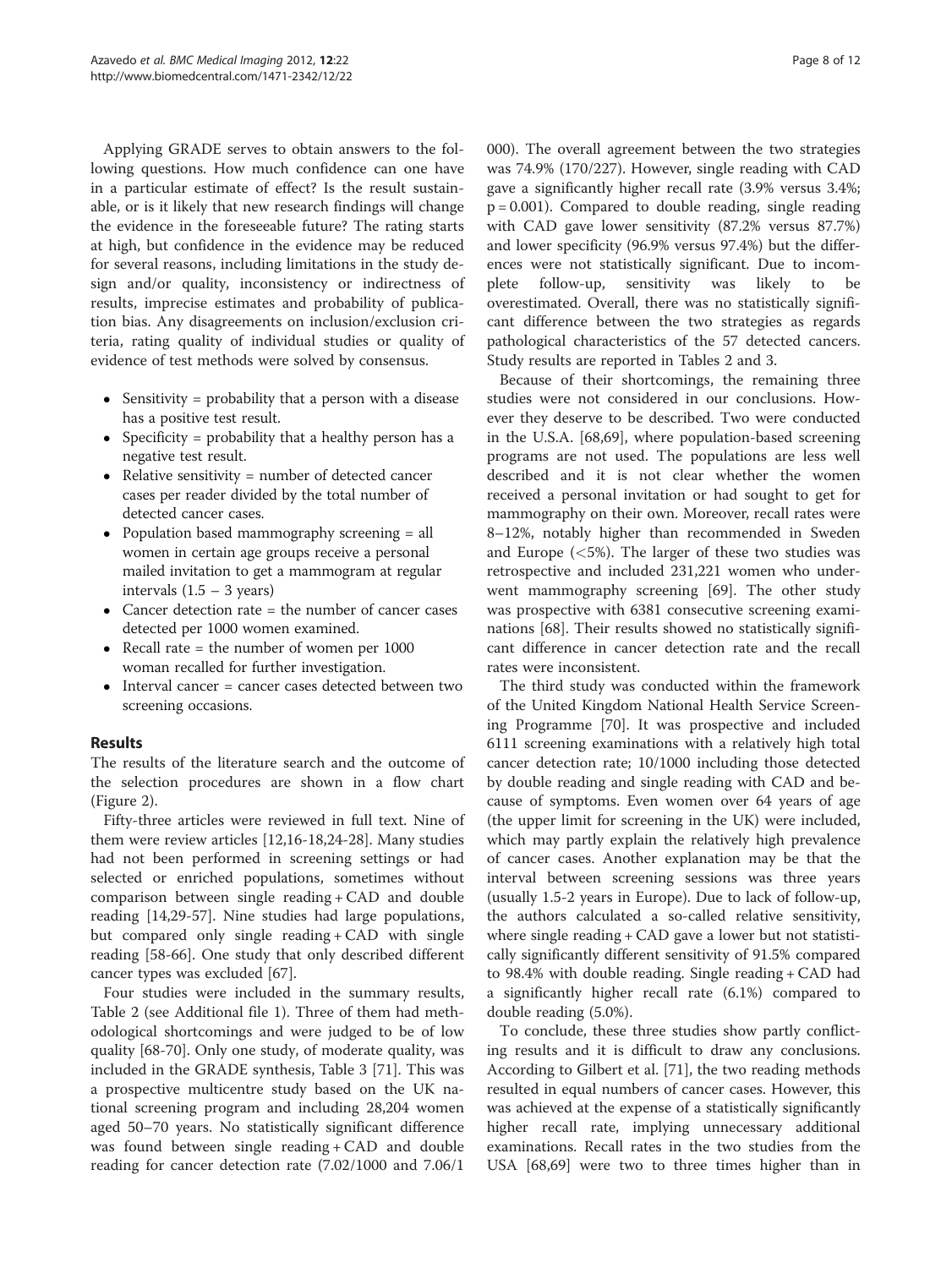Applying GRADE serves to obtain answers to the following questions. How much confidence can one have in a particular estimate of effect? Is the result sustainable, or is it likely that new research findings will change the evidence in the foreseeable future? The rating starts at high, but confidence in the evidence may be reduced for several reasons, including limitations in the study design and/or quality, inconsistency or indirectness of results, imprecise estimates and probability of publication bias. Any disagreements on inclusion/exclusion criteria, rating quality of individual studies or quality of evidence of test methods were solved by consensus.

- Sensitivity = probability that a person with a disease has a positive test result.
- Specificity = probability that a healthy person has a negative test result.
- Relative sensitivity = number of detected cancer cases per reader divided by the total number of detected cancer cases.
- Population based mammography screening = all women in certain age groups receive a personal mailed invitation to get a mammogram at regular intervals (1.5 – 3 years)
- Cancer detection rate = the number of cancer cases detected per 1000 women examined.
- Recall rate = the number of women per 1000 woman recalled for further investigation.
- Interval cancer = cancer cases detected between two screening occasions.

## Results

The results of the literature search and the outcome of the selection procedures are shown in a flow chart (Figure 2).

Fifty-three articles were reviewed in full text. Nine of them were review articles [12,16-18,24-28]. Many studies had not been performed in screening settings or had selected or enriched populations, sometimes without comparison between single reading + CAD and double reading [14,29-57]. Nine studies had large populations, but compared only single reading + CAD with single reading [58-66]. One study that only described different cancer types was excluded [67].

Four studies were included in the summary results, Table 2 (see Additional file 1). Three of them had methodological shortcomings and were judged to be of low quality [68-70]. Only one study, of moderate quality, was included in the GRADE synthesis, Table 3 [71]. This was a prospective multicentre study based on the UK national screening program and including 28,204 women aged 50–70 years. No statistically significant difference was found between single reading + CAD and double reading for cancer detection rate (7.02/1000 and 7.06/1 000). The overall agreement between the two strategies was 74.9% (170/227). However, single reading with CAD gave a significantly higher recall rate (3.9% versus 3.4%; $p = 0.001$). Compared to double reading, single reading with CAD gave lower sensitivity (87.2% versus 87.7%) and lower specificity (96.9% versus 97.4%) but the differences were not statistically significant. Due to incomplete follow-up, sensitivity was likely to be overestimated. Overall, there was no statistically significant difference between the two strategies as regards pathological characteristics of the 57 detected cancers. Study results are reported in Tables 2 and 3.

Because of their shortcomings, the remaining three studies were not considered in our conclusions. However they deserve to be described. Two were conducted in the U.S.A. [68,69], where population-based screening programs are not used. The populations are less well described and it is not clear whether the women received a personal invitation or had sought to get for mammography on their own. Moreover, recall rates were 8–12%, notably higher than recommended in Sweden and Europe (<5%). The larger of these two studies was retrospective and included 231,221 women who underwent mammography screening [69]. The other study was prospective with 6381 consecutive screening examinations [68]. Their results showed no statistically significant difference in cancer detection rate and the recall rates were inconsistent.

The third study was conducted within the framework of the United Kingdom National Health Service Screening Programme [70]. It was prospective and included 6111 screening examinations with a relatively high total cancer detection rate; 10/1000 including those detected by double reading and single reading with CAD and because of symptoms. Even women over 64 years of age (the upper limit for screening in the UK) were included, which may partly explain the relatively high prevalence of cancer cases. Another explanation may be that the interval between screening sessions was three years (usually 1.5-2 years in Europe). Due to lack of follow-up, the authors calculated a so-called relative sensitivity, where single reading + CAD gave a lower but not statistically significantly different sensitivity of 91.5% compared to 98.4% with double reading. Single reading + CAD had a significantly higher recall rate (6.1%) compared to double reading (5.0%).

To conclude, these three studies show partly conflicting results and it is difficult to draw any conclusions. According to Gilbert et al. [71], the two reading methods resulted in equal numbers of cancer cases. However, this was achieved at the expense of a statistically significantly higher recall rate, implying unnecessary additional examinations. Recall rates in the two studies from the USA [68,69] were two to three times higher than in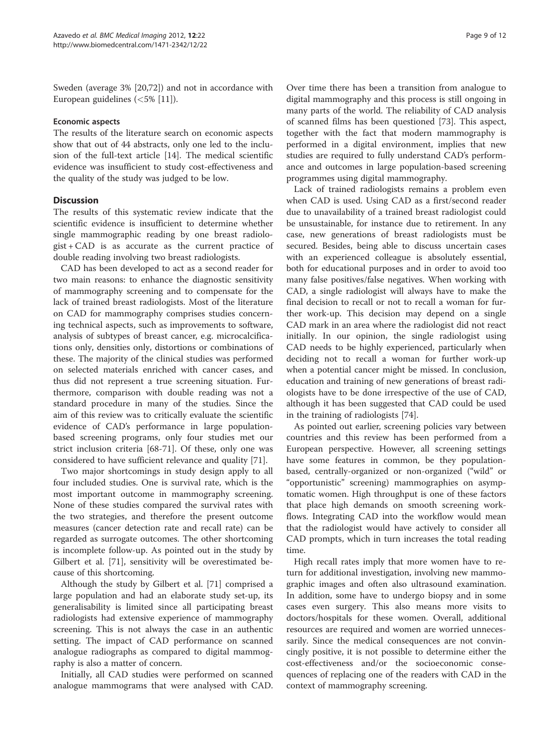Sweden (average 3% [20,72]) and not in accordance with European guidelines (<5% [11]).

### Economic aspects

The results of the literature search on economic aspects show that out of 44 abstracts, only one led to the inclusion of the full-text article [14]. The medical scientific evidence was insufficient to study cost-effectiveness and the quality of the study was judged to be low.

## Discussion

The results of this systematic review indicate that the scientific evidence is insufficient to determine whether single mammographic reading by one breast radiologist + CAD is as accurate as the current practice of double reading involving two breast radiologists.

CAD has been developed to act as a second reader for two main reasons: to enhance the diagnostic sensitivity of mammography screening and to compensate for the lack of trained breast radiologists. Most of the literature on CAD for mammography comprises studies concerning technical aspects, such as improvements to software, analysis of subtypes of breast cancer, e.g. microcalcifications only, densities only, distortions or combinations of these. The majority of the clinical studies was performed on selected materials enriched with cancer cases, and thus did not represent a true screening situation. Furthermore, comparison with double reading was not a standard procedure in many of the studies. Since the aim of this review was to critically evaluate the scientific evidence of CAD's performance in large population-based screening programs, only four studies met our strict inclusion criteria [68-71]. Of these, only one was considered to have sufficient relevance and quality [71].

Two major shortcomings in study design apply to all four included studies. One is survival rate, which is the most important outcome in mammography screening. None of these studies compared the survival rates with the two strategies, and therefore the present outcome measures (cancer detection rate and recall rate) can be regarded as surrogate outcomes. The other shortcoming is incomplete follow-up. As pointed out in the study by Gilbert et al. [71], sensitivity will be overestimated because of this shortcoming.

Although the study by Gilbert et al. [71] comprised a large population and had an elaborate study set-up, its generalisability is limited since all participating breast radiologists had extensive experience of mammography screening. This is not always the case in an authentic setting. The impact of CAD performance on scanned analogue radiographs as compared to digital mammography is also a matter of concern.

Initially, all CAD studies were performed on scanned analogue mammograms that were analysed with CAD. Over time there has been a transition from analogue to digital mammography and this process is still ongoing in many parts of the world. The reliability of CAD analysis of scanned films has been questioned [73]. This aspect, together with the fact that modern mammography is performed in a digital environment, implies that new studies are required to fully understand CAD's performance and outcomes in large population-based screening programmes using digital mammography.

Lack of trained radiologists remains a problem even when CAD is used. Using CAD as a first/second reader due to unavailability of a trained breast radiologist could be unsustainable, for instance due to retirement. In any case, new generations of breast radiologists must be secured. Besides, being able to discuss uncertain cases with an experienced colleague is absolutely essential, both for educational purposes and in order to avoid too many false positives/false negatives. When working with CAD, a single radiologist will always have to make the final decision to recall or not to recall a woman for further work-up. This decision may depend on a single CAD mark in an area where the radiologist did not react initially. In our opinion, the single radiologist using CAD needs to be highly experienced, particularly when deciding not to recall a woman for further work-up when a potential cancer might be missed. In conclusion, education and training of new generations of breast radiologists have to be done irrespective of the use of CAD, although it has been suggested that CAD could be used in the training of radiologists [74].

As pointed out earlier, screening policies vary between countries and this review has been performed from a European perspective. However, all screening settings have some features in common, be they population-based, centrally-organized or non-organized ("wild" or "opportunistic" screening) mammographies on asymptomatic women. High throughput is one of these factors that place high demands on smooth screening workflows. Integrating CAD into the workflow would mean that the radiologist would have actively to consider all CAD prompts, which in turn increases the total reading time.

High recall rates imply that more women have to return for additional investigation, involving new mammographic images and often also ultrasound examination. In addition, some have to undergo biopsy and in some cases even surgery. This also means more visits to doctors/hospitals for these women. Overall, additional resources are required and women are worried unnecessarily. Since the medical consequences are not convincingly positive, it is not possible to determine either the cost-effectiveness and/or the socioeconomic consequences of replacing one of the readers with CAD in the context of mammography screening.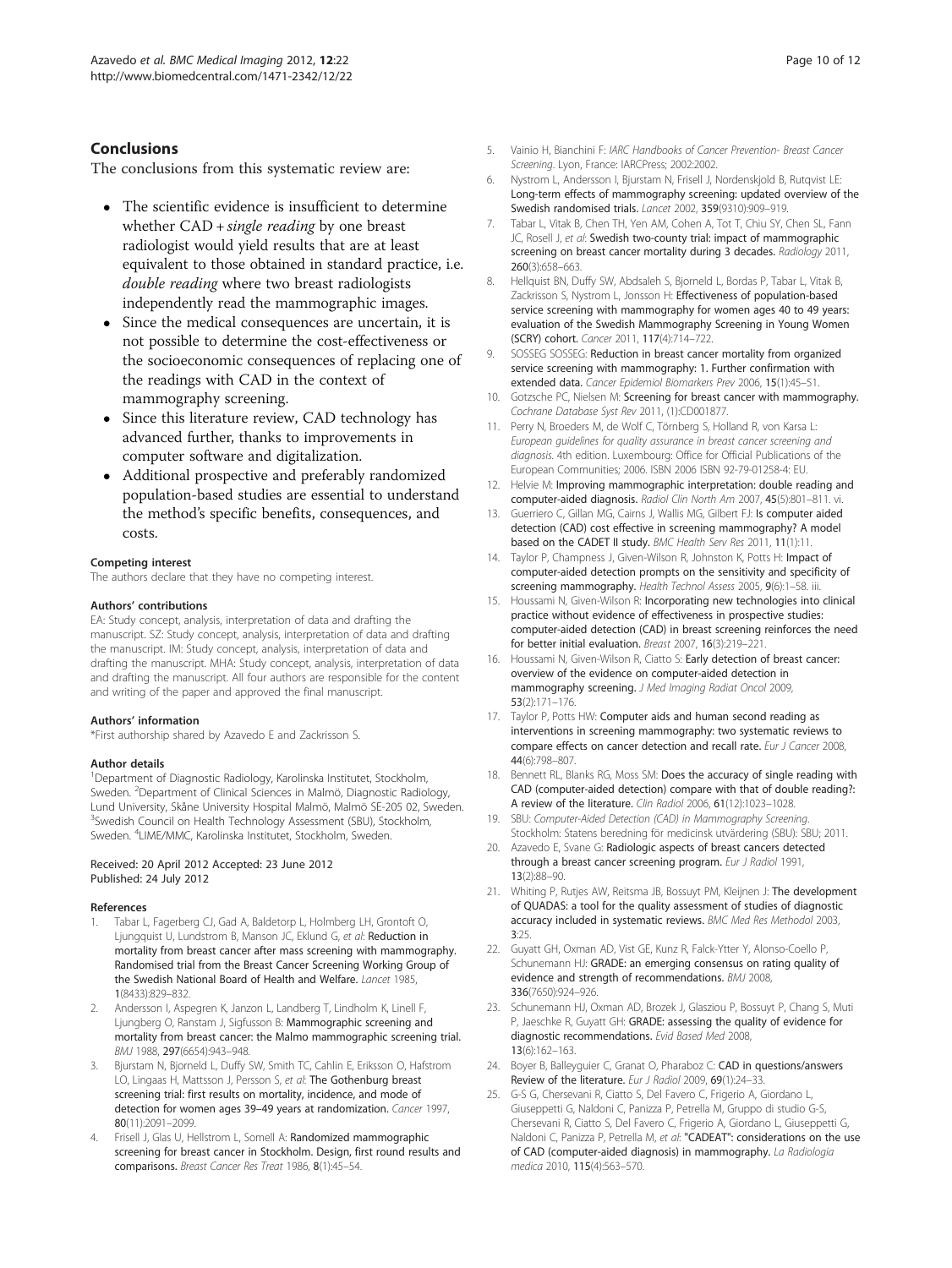## Conclusions

The conclusions from this systematic review are:

- The scientific evidence is insufficient to determine whether CAD + *single reading* by one breast radiologist would yield results that are at least equivalent to those obtained in standard practice, i.e. *double reading* where two breast radiologists independently read the mammographic images.
- Since the medical consequences are uncertain, it is not possible to determine the cost-effectiveness or the socioeconomic consequences of replacing one of the readings with CAD in the context of mammography screening.
- Since this literature review, CAD technology has advanced further, thanks to improvements in computer software and digitalization.
- Additional prospective and preferably randomized population-based studies are essential to understand the method's specific benefits, consequences, and costs.

#### Competing interest

The authors declare that they have no competing interest.

#### Authors' contributions

EA: Study concept, analysis, interpretation of data and drafting the manuscript. SZ: Study concept, analysis, interpretation of data and drafting the manuscript. IM: Study concept, analysis, interpretation of data and drafting the manuscript. MHA: Study concept, analysis, interpretation of data and drafting the manuscript. All four authors are responsible for the content and writing of the paper and approved the final manuscript.

#### Authors' information

*First authorship shared by Azavedo E and Zackrisson S.

#### Author details

[1]Department of Diagnostic Radiology, Karolinska Institutet, Stockholm, Sweden. [2]Department of Clinical Sciences in Malmö, Diagnostic Radiology, Lund University, Skåne University Hospital Malmö, Malmö SE-205 02, Sweden. [3]Swedish Council on Health Technology Assessment (SBU), Stockholm, Sweden. [4]LIME/MMC, Karolinska Institutet, Stockholm, Sweden.

Received: 20 April 2012 Accepted: 23 June 2012
Published: 24 July 2012

#### References

1. Tabar L, Fagerberg CJ, Gad A, Baldetorp L, Holmberg LH, Grontoft O, Ljungquist U, Lundstrom B, Manson JC, Eklund G, *et al*: **Reduction in mortality from breast cancer after mass screening with mammography. Randomised trial from the Breast Cancer Screening Working Group of the Swedish National Board of Health and Welfare.** *Lancet* 1985, **1**(8433):829–832.
2. Andersson I, Aspegren K, Janzon L, Landberg T, Lindholm K, Linell F, Ljungberg O, Ranstam J, Sigfusson B: **Mammographic screening and mortality from breast cancer: the Malmo mammographic screening trial.** *BMJ* 1988, **297**(6654):943–948.
3. Bjurstam N, Bjorneld L, Duffy SW, Smith TC, Cahlin E, Eriksson O, Hafstrom LO, Lingaas H, Mattsson J, Persson S, *et al*: **The Gothenburg breast screening trial: first results on mortality, incidence, and mode of detection for women ages 39–49 years at randomization.** *Cancer* 1997, **80**(11):2091–2099.
4. Frisell J, Glas U, Hellstrom L, Somell A: **Randomized mammographic screening for breast cancer in Stockholm. Design, first round results and comparisons.** *Breast Cancer Res Treat* 1986, **8**(1):45–54.
5. Vainio H, Bianchini F: *IARC Handbooks of Cancer Prevention- Breast Cancer Screening*. Lyon, France: IARCPress; 2002:2002.
6. Nystrom L, Andersson I, Bjurstam N, Frisell J, Nordenskjold B, Rutqvist LE: **Long-term effects of mammography screening: updated overview of the Swedish randomised trials.** *Lancet* 2002, **359**(9310):909–919.
7. Tabar L, Vitak B, Chen TH, Yen AM, Cohen A, Tot T, Chiu SY, Chen SL, Fann JC, Rosell J, *et al*: **Swedish two-county trial: impact of mammographic screening on breast cancer mortality during 3 decades.** *Radiology* 2011, **260**(3):658–663.
8. Hellquist BN, Duffy SW, Abdsaleh S, Bjorneld L, Bordas P, Tabar L, Vitak B, Zackrisson S, Nystrom L, Jonsson H: **Effectiveness of population-based service screening with mammography for women ages 40 to 49 years: evaluation of the Swedish Mammography Screening in Young Women (SCRY) cohort.** *Cancer* 2011, **117**(4):714–722.
9. SOSSEG SOSSEG: **Reduction in breast cancer mortality from organized service screening with mammography: 1. Further confirmation with extended data.** *Cancer Epidemiol Biomarkers Prev* 2006, **15**(1):45–51.
10. Gotzsche PC, Nielsen M: **Screening for breast cancer with mammography.** *Cochrane Database Syst Rev* 2011, (1):CD001877.
11. Perry N, Broeders M, de Wolf C, Törnberg S, Holland R, von Karsa L: *European guidelines for quality assurance in breast cancer screening and diagnosis*. 4th edition. Luxembourg: Office for Official Publications of the European Communities; 2006. ISBN 2006 ISBN 92-79-01258-4: EU.
12. Helvie M: **Improving mammographic interpretation: double reading and computer-aided diagnosis.** *Radiol Clin North Am* 2007, **45**(5):801–811. vi.
13. Guerriero C, Gillan MG, Cairns J, Wallis MG, Gilbert FJ: **Is computer aided detection (CAD) cost effective in screening mammography? A model based on the CADET II study.** *BMC Health Serv Res* 2011, **11**(1):11.
14. Taylor P, Champness J, Given-Wilson R, Johnston K, Potts H: **Impact of computer-aided detection prompts on the sensitivity and specificity of screening mammography.** *Health Technol Assess* 2005, **9**(6):1–58. iii.
15. Houssami N, Given-Wilson R: **Incorporating new technologies into clinical practice without evidence of effectiveness in prospective studies: computer-aided detection (CAD) in breast screening reinforces the need for better initial evaluation.** *Breast* 2007, **16**(3):219–221.
16. Houssami N, Given-Wilson R, Ciatto S: **Early detection of breast cancer: overview of the evidence on computer-aided detection in mammography screening.** *J Med Imaging Radiat Oncol* 2009, **53**(2):171–176.
17. Taylor P, Potts HW: **Computer aids and human second reading as interventions in screening mammography: two systematic reviews to compare effects on cancer detection and recall rate.** *Eur J Cancer* 2008, **44**(6):798–807.
18. Bennett RL, Blanks RG, Moss SM: **Does the accuracy of single reading with CAD (computer-aided detection) compare with that of double reading?: A review of the literature.** *Clin Radiol* 2006, **61**(12):1023–1028.
19. SBU: *Computer-Aided Detection (CAD) in Mammography Screening*. Stockholm: Statens beredning för medicinsk utvärdering (SBU): SBU; 2011.
20. Azavedo E, Svane G: **Radiologic aspects of breast cancers detected through a breast cancer screening program.** *Eur J Radiol* 1991, **13**(2):88–90.
21. Whiting P, Rutjes AW, Reitsma JB, Bossuyt PM, Kleijnen J: **The development of QUADAS: a tool for the quality assessment of studies of diagnostic accuracy included in systematic reviews.** *BMC Med Res Methodol* 2003, **3**:25.
22. Guyatt GH, Oxman AD, Vist GE, Kunz R, Falck-Ytter Y, Alonso-Coello P, Schunemann HJ: **GRADE: an emerging consensus on rating quality of evidence and strength of recommendations.** *BMJ* 2008, **336**(7650):924–926.
23. Schunemann HJ, Oxman AD, Brozek J, Glasziou P, Bossuyt P, Chang S, Muti P, Jaeschke R, Guyatt GH: **GRADE: assessing the quality of evidence for diagnostic recommendations.** *Evid Based Med* 2008, **13**(6):162–163.
24. Boyer B, Balleyguier C, Granat O, Pharaboz C: **CAD in questions/answers Review of the literature.** *Eur J Radiol* 2009, **69**(1):24–33.
25. G-S G, Chersevani R, Ciatto S, Del Favero C, Frigerio A, Giordano L, Giuseppetti G, Naldoni C, Panizza P, Petrella M, Gruppo di studio G-S, Chersevani R, Ciatto S, Del Favero C, Frigerio A, Giordano L, Giuseppetti G, Naldoni C, Panizza P, Petrella M, *et al*: **"CADEAT": considerations on the use of CAD (computer-aided diagnosis) in mammography.** *La Radiologia medica* 2010, **115**(4):563–570.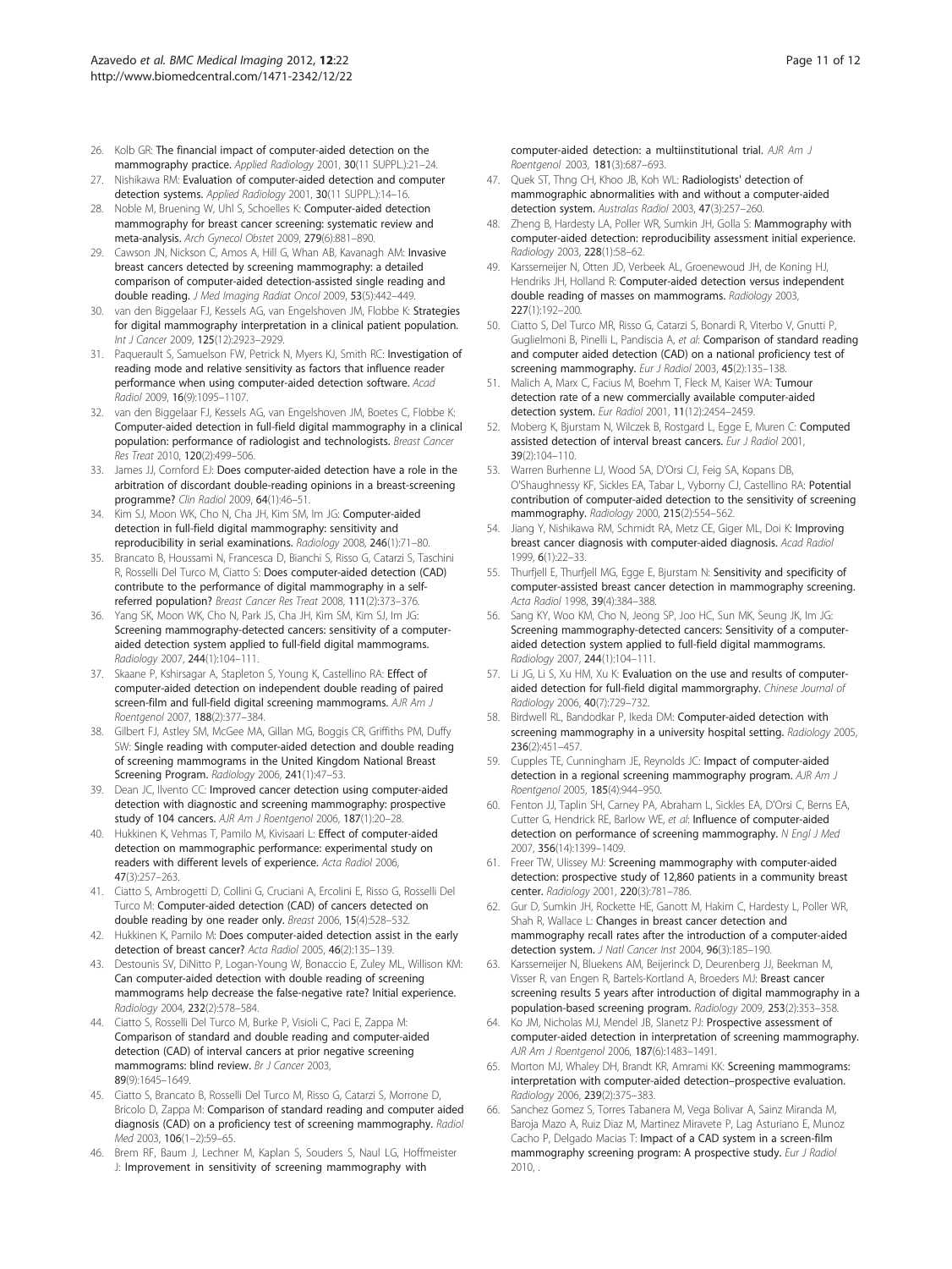26. Kolb GR: The financial impact of computer-aided detection on the mammography practice. *Applied Radiology* 2001, **30**(11 SUPPL.):21–24.
27. Nishikawa RM: Evaluation of computer-aided detection and computer detection systems. *Applied Radiology* 2001, **30**(11 SUPPL.):14–16.
28. Noble M, Bruening W, Uhl S, Schoelles K: Computer-aided detection mammography for breast cancer screening: systematic review and meta-analysis. *Arch Gynecol Obstet* 2009, **279**(6):881–890.
29. Cawson JN, Nickson C, Amos A, Hill G, Whan AB, Kavanagh AM: Invasive breast cancers detected by screening mammography: a detailed comparison of computer-aided detection-assisted single reading and double reading. *J Med Imaging Radiat Oncol* 2009, **53**(5):442–449.
30. van den Biggelaar FJ, Kessels AG, van Engelshoven JM, Flobbe K: Strategies for digital mammography interpretation in a clinical patient population. *Int J Cancer* 2009, **125**(12):2923–2929.
31. Paquerault S, Samuelson FW, Petrick N, Myers KJ, Smith RC: Investigation of reading mode and relative sensitivity as factors that influence reader performance when using computer-aided detection software. *Acad Radiol* 2009, **16**(9):1095–1107.
32. van den Biggelaar FJ, Kessels AG, van Engelshoven JM, Boetes C, Flobbe K: Computer-aided detection in full-field digital mammography in a clinical population: performance of radiologist and technologists. *Breast Cancer Res Treat* 2010, **120**(2):499–506.
33. James JJ, Cornford EJ: Does computer-aided detection have a role in the arbitration of discordant double-reading opinions in a breast-screening programme? *Clin Radiol* 2009, **64**(1):46–51.
34. Kim SJ, Moon WK, Cho N, Cha JH, Kim SM, Im JG: Computer-aided detection in full-field digital mammography: sensitivity and reproducibility in serial examinations. *Radiology* 2008, **246**(1):71–80.
35. Brancato B, Houssami N, Francesca D, Bianchi S, Risso G, Catarzi S, Taschini R, Rosselli Del Turco M, Ciatto S: Does computer-aided detection (CAD) contribute to the performance of digital mammography in a self-referred population? *Breast Cancer Res Treat* 2008, **111**(2):373–376.
36. Yang SK, Moon WK, Cho N, Park JS, Cha JH, Kim SM, Kim SJ, Im JG: Screening mammography-detected cancers: sensitivity of a computer-aided detection system applied to full-field digital mammograms. *Radiology* 2007, **244**(1):104–111.
37. Skaane P, Kshirsagar A, Stapleton S, Young K, Castellino RA: Effect of computer-aided detection on independent double reading of paired screen-film and full-field digital screening mammograms. *AJR Am J Roentgenol* 2007, **188**(2):377–384.
38. Gilbert FJ, Astley SM, McGee MA, Gillan MG, Boggis CR, Griffiths PM, Duffy SW: Single reading with computer-aided detection and double reading of screening mammograms in the United Kingdom National Breast Screening Program. *Radiology* 2006, **241**(1):47–53.
39. Dean JC, Ilvento CC: Improved cancer detection using computer-aided detection with diagnostic and screening mammography: prospective study of 104 cancers. *AJR Am J Roentgenol* 2006, **187**(1):20–28.
40. Hukkinen K, Vehmas T, Pamilo M, Kivisaari L: Effect of computer-aided detection on mammographic performance: experimental study on readers with different levels of experience. *Acta Radiol* 2006, **47**(3):257–263.
41. Ciatto S, Ambrogetti D, Collini G, Cruciani A, Ercolini E, Risso G, Rosselli Del Turco M: Computer-aided detection (CAD) of cancers detected on double reading by one reader only. *Breast* 2006, **15**(4):528–532.
42. Hukkinen K, Pamilo M: Does computer-aided detection assist in the early detection of breast cancer? *Acta Radiol* 2005, **46**(2):135–139.
43. Destounis SV, DiNitto P, Logan-Young W, Bonaccio E, Zuley ML, Willison KM: Can computer-aided detection with double reading of screening mammograms help decrease the false-negative rate? Initial experience. *Radiology* 2004, **232**(2):578–584.
44. Ciatto S, Rosselli Del Turco M, Burke P, Visioli C, Paci E, Zappa M: Comparison of standard and double reading and computer-aided detection (CAD) of interval cancers at prior negative screening mammograms: blind review. *Br J Cancer* 2003, **89**(9):1645–1649.
45. Ciatto S, Brancato B, Rosselli Del Turco M, Risso G, Catarzi S, Morrone D, Bricolo D, Zappa M: Comparison of standard reading and computer aided diagnosis (CAD) on a proficiency test of screening mammography. *Radiol Med* 2003, **106**(1–2):59–65.
46. Brem RF, Baum J, Lechner M, Kaplan S, Souders S, Naul LG, Hoffmeister J: Improvement in sensitivity of screening mammography with computer-aided detection: a multiinstitutional trial. *AJR Am J Roentgenol* 2003, **181**(3):687–693.
47. Quek ST, Thng CH, Khoo JB, Koh WL: Radiologists' detection of mammographic abnormalities with and without a computer-aided detection system. *Australas Radiol* 2003, **47**(3):257–260.
48. Zheng B, Hardesty LA, Poller WR, Sumkin JH, Golla S: Mammography with computer-aided detection: reproducibility assessment initial experience. *Radiology* 2003, **228**(1):58–62.
49. Karssemeijer N, Otten JD, Verbeek AL, Groenewoud JH, de Koning HJ, Hendriks JH, Holland R: Computer-aided detection versus independent double reading of masses on mammograms. *Radiology* 2003, **227**(1):192–200.
50. Ciatto S, Del Turco MR, Risso G, Catarzi S, Bonardi R, Viterbo V, Gnutti P, Guglielmoni B, Pinelli L, Pandiscia A, *et al*: Comparison of standard reading and computer aided detection (CAD) on a national proficiency test of screening mammography. *Eur J Radiol* 2003, **45**(2):135–138.
51. Malich A, Marx C, Facius M, Boehm T, Fleck M, Kaiser WA: Tumour detection rate of a new commercially available computer-aided detection system. *Eur Radiol* 2001, **11**(12):2454–2459.
52. Moberg K, Bjurstam N, Wilczek B, Rostgard L, Egge E, Muren C: Computed assisted detection of interval breast cancers. *Eur J Radiol* 2001, **39**(2):104–110.
53. Warren Burhenne LJ, Wood SA, D'Orsi CJ, Feig SA, Kopans DB, O'Shaughnessy KF, Sickles EA, Tabar L, Vyborny CJ, Castellino RA: Potential contribution of computer-aided detection to the sensitivity of screening mammography. *Radiology* 2000, **215**(2):554–562.
54. Jiang Y, Nishikawa RM, Schmidt RA, Metz CE, Giger ML, Doi K: Improving breast cancer diagnosis with computer-aided diagnosis. *Acad Radiol* 1999, **6**(1):22–33.
55. Thurfjell E, Thurfjell MG, Egge E, Bjurstam N: Sensitivity and specificity of computer-assisted breast cancer detection in mammography screening. *Acta Radiol* 1998, **39**(4):384–388.
56. Sang KY, Woo KM, Cho N, Jeong SP, Joo HC, Sun MK, Seung JK, Im JG: Screening mammography-detected cancers: Sensitivity of a computer-aided detection system applied to full-field digital mammograms. *Radiology* 2007, **244**(1):104–111.
57. Li JG, Li S, Xu HM, Xu K: Evaluation on the use and results of computer-aided detection for full-field digital mammorgraphy. *Chinese Journal of Radiology* 2006, **40**(7):729–732.
58. Birdwell RL, Bandodkar P, Ikeda DM: Computer-aided detection with screening mammography in a university hospital setting. *Radiology* 2005, **236**(2):451–457.
59. Cupples TE, Cunningham JE, Reynolds JC: Impact of computer-aided detection in a regional screening mammography program. *AJR Am J Roentgenol* 2005, **185**(4):944–950.
60. Fenton JJ, Taplin SH, Carney PA, Abraham L, Sickles EA, D'Orsi C, Berns EA, Cutter G, Hendrick RE, Barlow WE, *et al*: Influence of computer-aided detection on performance of screening mammography. *N Engl J Med* 2007, **356**(14):1399–1409.
61. Freer TW, Ulissey MJ: Screening mammography with computer-aided detection: prospective study of 12,860 patients in a community breast center. *Radiology* 2001, **220**(3):781–786.
62. Gur D, Sumkin JH, Rockette HE, Ganott M, Hakim C, Hardesty L, Poller WR, Shah R, Wallace L: Changes in breast cancer detection and mammography recall rates after the introduction of a computer-aided detection system. *J Natl Cancer Inst* 2004, **96**(3):185–190.
63. Karssemeijer N, Bluekens AM, Beijerinck D, Deurenberg JJ, Beekman M, Visser R, van Engen R, Bartels-Kortland A, Broeders MJ: Breast cancer screening results 5 years after introduction of digital mammography in a population-based screening program. *Radiology* 2009, **253**(2):353–358.
64. Ko JM, Nicholas MJ, Mendel JB, Slanetz PJ: Prospective assessment of computer-aided detection in interpretation of screening mammography. *AJR Am J Roentgenol* 2006, **187**(6):1483–1491.
65. Morton MJ, Whaley DH, Brandt KR, Amrami KK: Screening mammograms: interpretation with computer-aided detection–prospective evaluation. *Radiology* 2006, **239**(2):375–383.
66. Sanchez Gomez S, Torres Tabanera M, Vega Bolivar A, Sainz Miranda M, Baroja Mazo A, Ruiz Diaz M, Martinez Miravete P, Lag Asturiano E, Munoz Cacho P, Delgado Macias T: Impact of a CAD system in a screen-film mammography screening program: A prospective study. *Eur J Radiol* 2010, .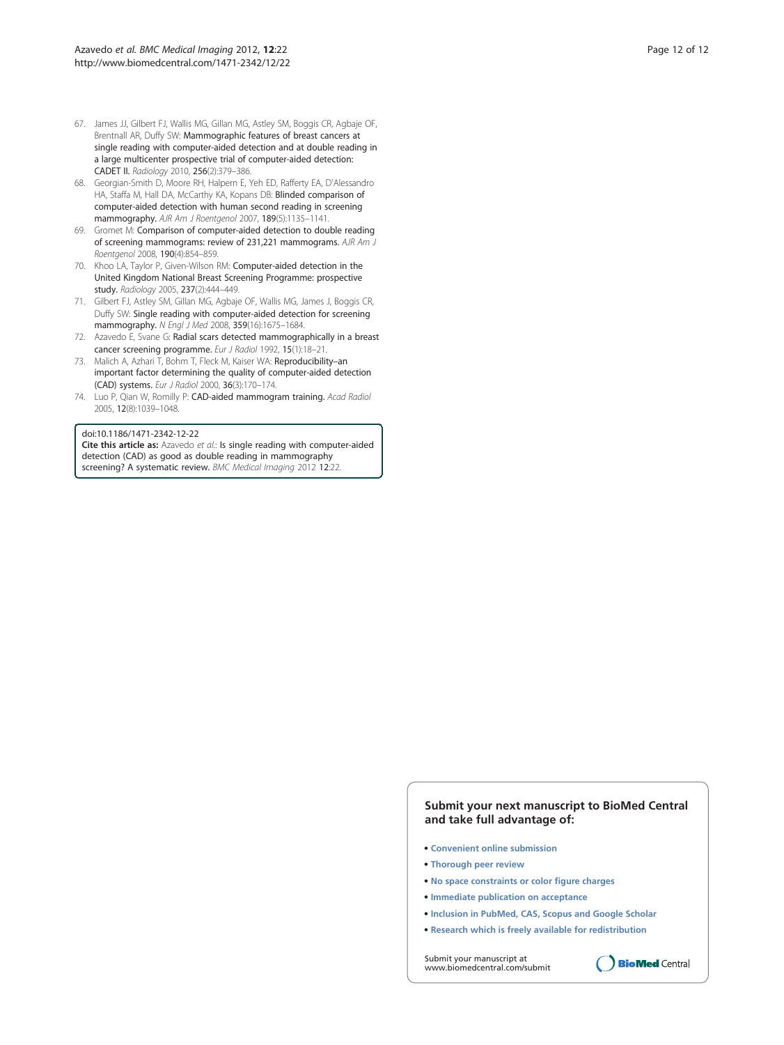67. James JJ, Gilbert FJ, Wallis MG, Gillan MG, Astley SM, Boggis CR, Agbaje OF, Brentnall AR, Duffy SW: **Mammographic features of breast cancers at single reading with computer-aided detection and at double reading in a large multicenter prospective trial of computer-aided detection: CADET II.** *Radiology* 2010, **256**(2):379–386.
68. Georgian-Smith D, Moore RH, Halpern E, Yeh ED, Rafferty EA, D'Alessandro HA, Staffa M, Hall DA, McCarthy KA, Kopans DB: **Blinded comparison of computer-aided detection with human second reading in screening mammography.** *AJR Am J Roentgenol* 2007, **189**(5):1135–1141.
69. Gromet M: **Comparison of computer-aided detection to double reading of screening mammograms: review of 231,221 mammograms.** *AJR Am J Roentgenol* 2008, **190**(4):854–859.
70. Khoo LA, Taylor P, Given-Wilson RM: **Computer-aided detection in the United Kingdom National Breast Screening Programme: prospective study.** *Radiology* 2005, **237**(2):444–449.
71. Gilbert FJ, Astley SM, Gillan MG, Agbaje OF, Wallis MG, James J, Boggis CR, Duffy SW: **Single reading with computer-aided detection for screening mammography.** *N Engl J Med* 2008, **359**(16):1675–1684.
72. Azavedo E, Svane G: **Radial scars detected mammographically in a breast cancer screening programme.** *Eur J Radiol* 1992, **15**(1):18–21.
73. Malich A, Azhari T, Bohm T, Fleck M, Kaiser WA: **Reproducibility–an important factor determining the quality of computer-aided detection (CAD) systems.** *Eur J Radiol* 2000, **36**(3):170–174.
74. Luo P, Qian W, Romilly P: **CAD-aided mammogram training.** *Acad Radiol* 2005, **12**(8):1039–1048.

doi:10.1186/1471-2342-12-22

**Cite this article as:** Azavedo *et al.*: Is single reading with computer-aided detection (CAD) as good as double reading in mammography screening? A systematic review. *BMC Medical Imaging* 2012 **12**:22.

**Submit your next manuscript to BioMed Central and take full advantage of:**

- **Convenient online submission**
- **Thorough peer review**
- **No space constraints or color figure charges**
- **Immediate publication on acceptance**
- **Inclusion in PubMed, CAS, Scopus and Google Scholar**
- **Research which is freely available for redistribution**

Submit your manuscript at www.biomedcentral.com/submit

BioMed Central